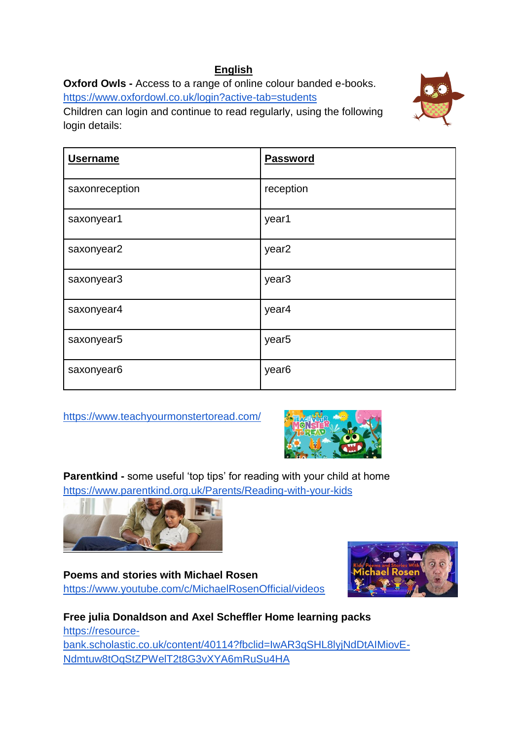# English

**Oxford Owls -** Access to a range of online colour banded e-books.
https://www.oxfordowl.co.uk/login?active-tab=students
Children can login and continue to read regularly, using the following login details:

| **Username** | **Password** |
| --- | --- |
| saxonreception | reception |
| saxonyear1 | year1 |
| saxonyear2 | year2 |
| saxonyear3 | year3 |
| saxonyear4 | year4 |
| saxonyear5 | year5 |
| saxonyear6 | year6 |

https://www.teachyourmonstertoread.com/

**Parentkind -** some useful 'top tips' for reading with your child at home
https://www.parentkind.org.uk/Parents/Reading-with-your-kids

**Poems and stories with Michael Rosen**
https://www.youtube.com/c/MichaelRosenOfficial/videos

**Free julia Donaldson and Axel Scheffler Home learning packs**
https://resource-bank.scholastic.co.uk/content/40114?fbclid=IwAR3qSHL8lyjNdDtAIMiovE-Ndmtuw8tOqStZPWelT2t8G3vXYA6mRuSu4HA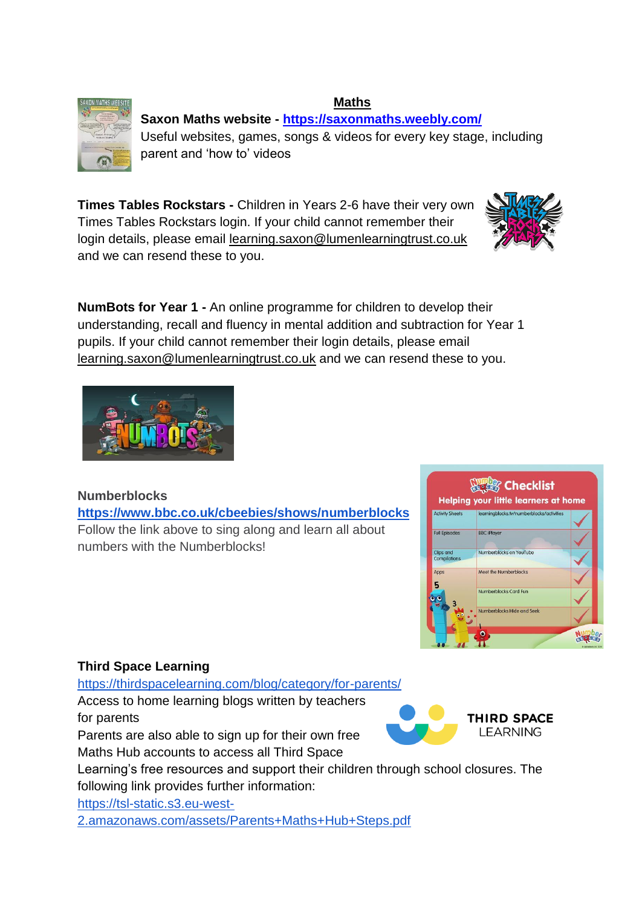## Maths

**Saxon Maths website - [https://saxonmaths.weebly.com/](https://saxonmaths.weebly.com/)**
Useful websites, games, songs & videos for every key stage, including parent and 'how to' videos

**Times Tables Rockstars -** Children in Years 2-6 have their very own Times Tables Rockstars login. If your child cannot remember their login details, please email learning.saxon@lumenlearningtrust.co.uk and we can resend these to you.

**NumBots for Year 1 -** An online programme for children to develop their understanding, recall and fluency in mental addition and subtraction for Year 1 pupils. If your child cannot remember their login details, please email learning.saxon@lumenlearningtrust.co.uk and we can resend these to you.

**Numberblocks**
**[https://www.bbc.co.uk/cbeebies/shows/numberblocks](https://www.bbc.co.uk/cbeebies/shows/numberblocks)**
Follow the link above to sing along and learn all about numbers with the Numberblocks!

**Third Space Learning**
[https://thirdspacelearning.com/blog/category/for-parents/](https://thirdspacelearning.com/blog/category/for-parents/)
Access to home learning blogs written by teachers for parents
Parents are also able to sign up for their own free Maths Hub accounts to access all Third Space Learning's free resources and support their children through school closures. The following link provides further information:
[https://tsl-static.s3.eu-west-2.amazonaws.com/assets/Parents+Maths+Hub+Steps.pdf](https://tsl-static.s3.eu-west-2.amazonaws.com/assets/Parents+Maths+Hub+Steps.pdf)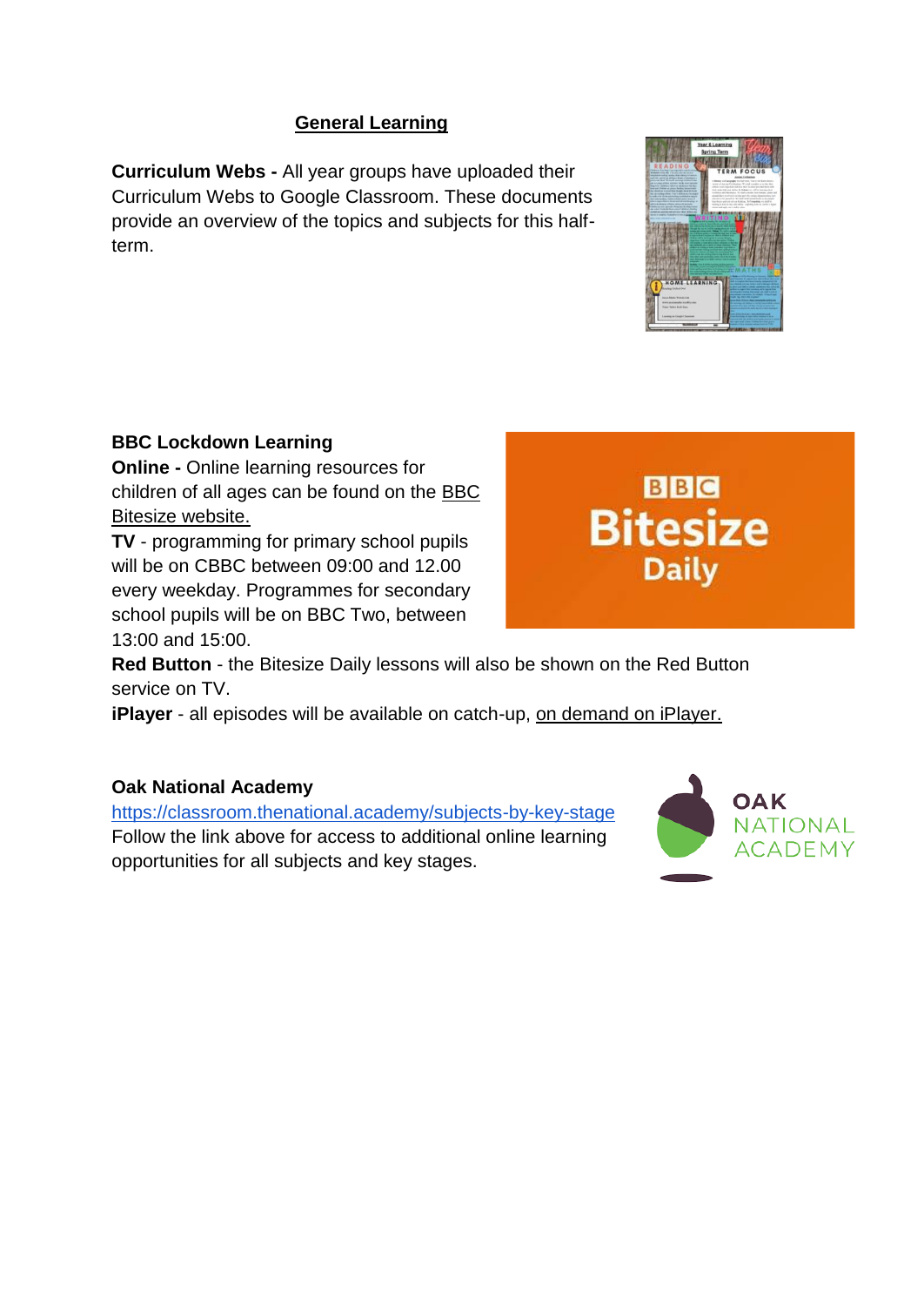## General Learning

**Curriculum Webs -** All year groups have uploaded their Curriculum Webs to Google Classroom. These documents provide an overview of the topics and subjects for this half-term.

**BBC Lockdown Learning**

**Online -** Online learning resources for children of all ages can be found on the BBC Bitesize website.

**TV** - programming for primary school pupils will be on CBBC between 09:00 and 12.00 every weekday. Programmes for secondary school pupils will be on BBC Two, between 13:00 and 15:00.

**Red Button** - the Bitesize Daily lessons will also be shown on the Red Button service on TV.

**iPlayer** - all episodes will be available on catch-up, on demand on iPlayer.

**Oak National Academy**

https://classroom.thenational.academy/subjects-by-key-stage

Follow the link above for access to additional online learning opportunities for all subjects and key stages.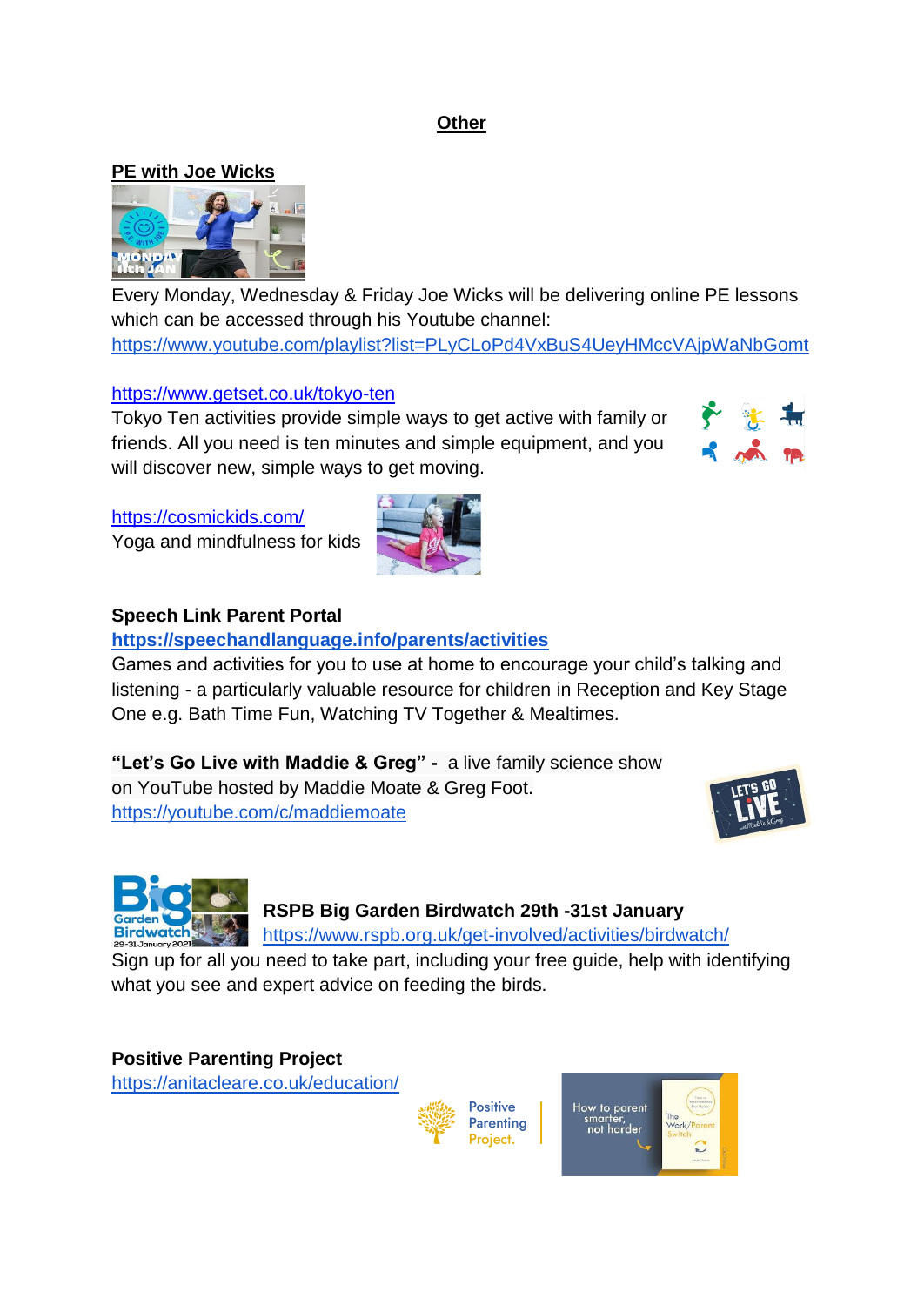## Other

### PE with Joe Wicks

Every Monday, Wednesday & Friday Joe Wicks will be delivering online PE lessons which can be accessed through his Youtube channel:
https://www.youtube.com/playlist?list=PLyCLoPd4VxBuS4UeyHMccVAjpWaNbGomt

https://www.getset.co.uk/tokyo-ten
Tokyo Ten activities provide simple ways to get active with family or friends. All you need is ten minutes and simple equipment, and you will discover new, simple ways to get moving.

https://cosmickids.com/
Yoga and mindfulness for kids

**Speech Link Parent Portal**
**https://speechandlanguage.info/parents/activities**
Games and activities for you to use at home to encourage your child's talking and listening - a particularly valuable resource for children in Reception and Key Stage One e.g. Bath Time Fun, Watching TV Together & Mealtimes.

**"Let's Go Live with Maddie & Greg" -** a live family science show on YouTube hosted by Maddie Moate & Greg Foot.
https://youtube.com/c/maddiemoate

**RSPB Big Garden Birdwatch 29th -31st January**
https://www.rspb.org.uk/get-involved/activities/birdwatch/
Sign up for all you need to take part, including your free guide, help with identifying what you see and expert advice on feeding the birds.

**Positive Parenting Project**
https://anitacleare.co.uk/education/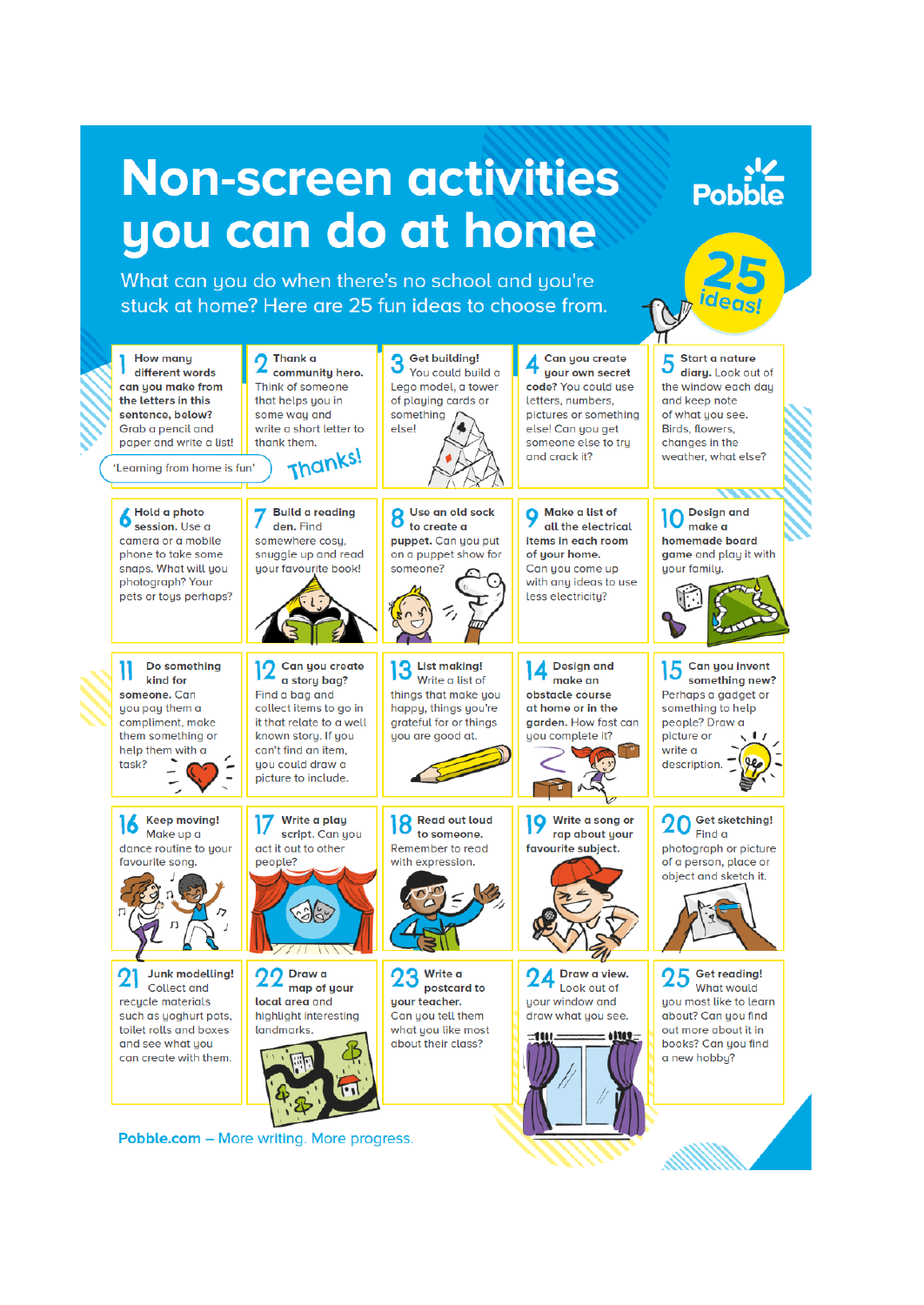# Non-screen activities you can do at home

Pobble

25 ideas!

What can you do when there's no school and you're stuck at home? Here are 25 fun ideas to choose from.

1. **How many different words can you make from the letters in this sentence, below?** Grab a pencil and paper and write a list! 'Learning from home is fun'
2. **Thank a community hero.** Think of someone that helps you in some way and write a short letter to thank them. Thanks!
3. **Get building!** You could build a Lego model, a tower of playing cards or something else!
4. **Can you create your own secret code?** You could use letters, numbers, pictures or something else! Can you get someone else to try and crack it?
5. **Start a nature diary.** Look out of the window each day and keep note of what you see. Birds, flowers, changes in the weather, what else?
6. **Hold a photo session.** Use a camera or a mobile phone to take some snaps. What will you photograph? Your pets or toys perhaps?
7. **Build a reading den.** Find somewhere cosy, snuggle up and read your favourite book!
8. **Use an old sock to create a puppet.** Can you put on a puppet show for someone?
9. **Make a list of all the electrical items in each room of your home.** Can you come up with any ideas to use less electricity?
10. **Design and make a homemade board game and play it with your family.**
11. **Do something kind for someone.** Can you pay them a compliment, make them something or help them with a task?
12. **Can you create a story bag?** Find a bag and collect items to go in it that relate to a well known story. If you can't find an item, you could draw a picture to include.
13. **List making!** Write a list of things that make you happy, things you're grateful for or things you are good at.
14. **Design and make an obstacle course at home or in the garden.** How fast can you complete it?
15. **Can you invent something new?** Perhaps a gadget or something to help people? Draw a picture or write a description.
16. **Keep moving!** Make up a dance routine to your favourite song.
17. **Write a play script.** Can you act it out to other people?
18. **Read out loud to someone.** Remember to read with expression.
19. **Write a song or rap about your favourite subject.**
20. **Get sketching!** Find a photograph or picture of a person, place or object and sketch it.
21. **Junk modelling!** Collect and recycle materials such as yoghurt pots, toilet rolls and boxes and see what you can create with them.
22. **Draw a map of your local area** and highlight interesting landmarks.
23. **Write a postcard to your teacher.** Can you tell them what you like most about their class?
24. **Draw a view.** Look out of your window and draw what you see.
25. **Get reading!** What would you most like to learn about? Can you find out more about it in books? Can you find a new hobby?

Pobble.com – More writing. More progress.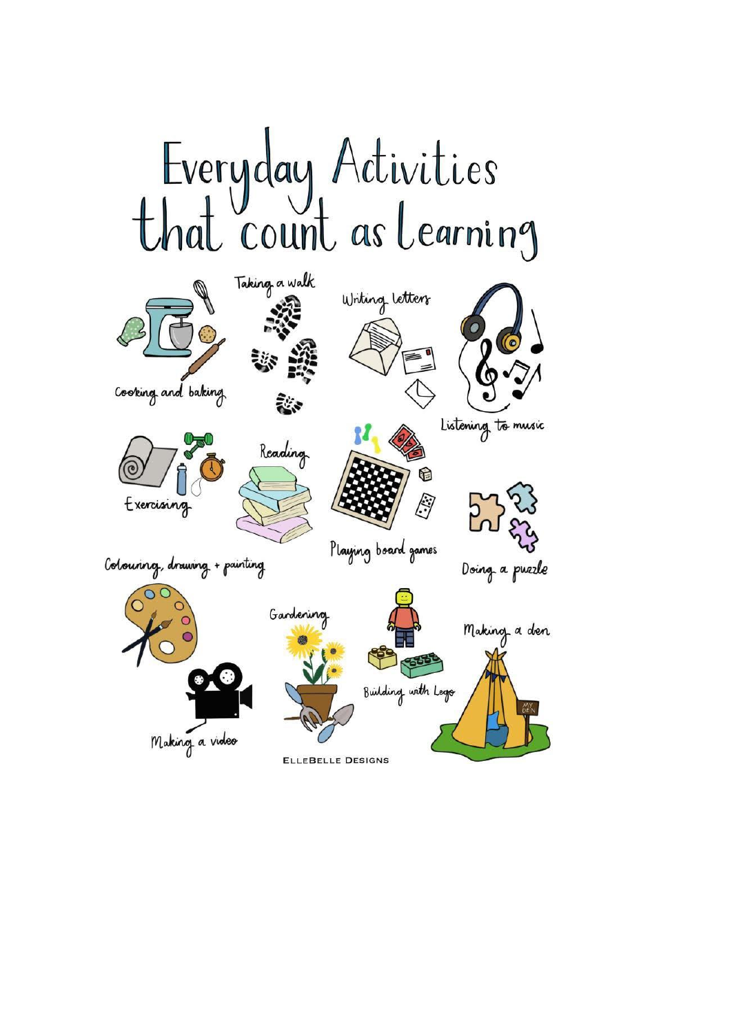# Everyday Activities that count as Learning

Cooking and baking

Taking a walk

Writing letters

Listening to music

Exercising

Reading

Playing board games

Doing a puzzle

Colouring, drawing + painting

Gardening

Building with Lego

Making a den

Making a video

ELLEBELLE DESIGNS